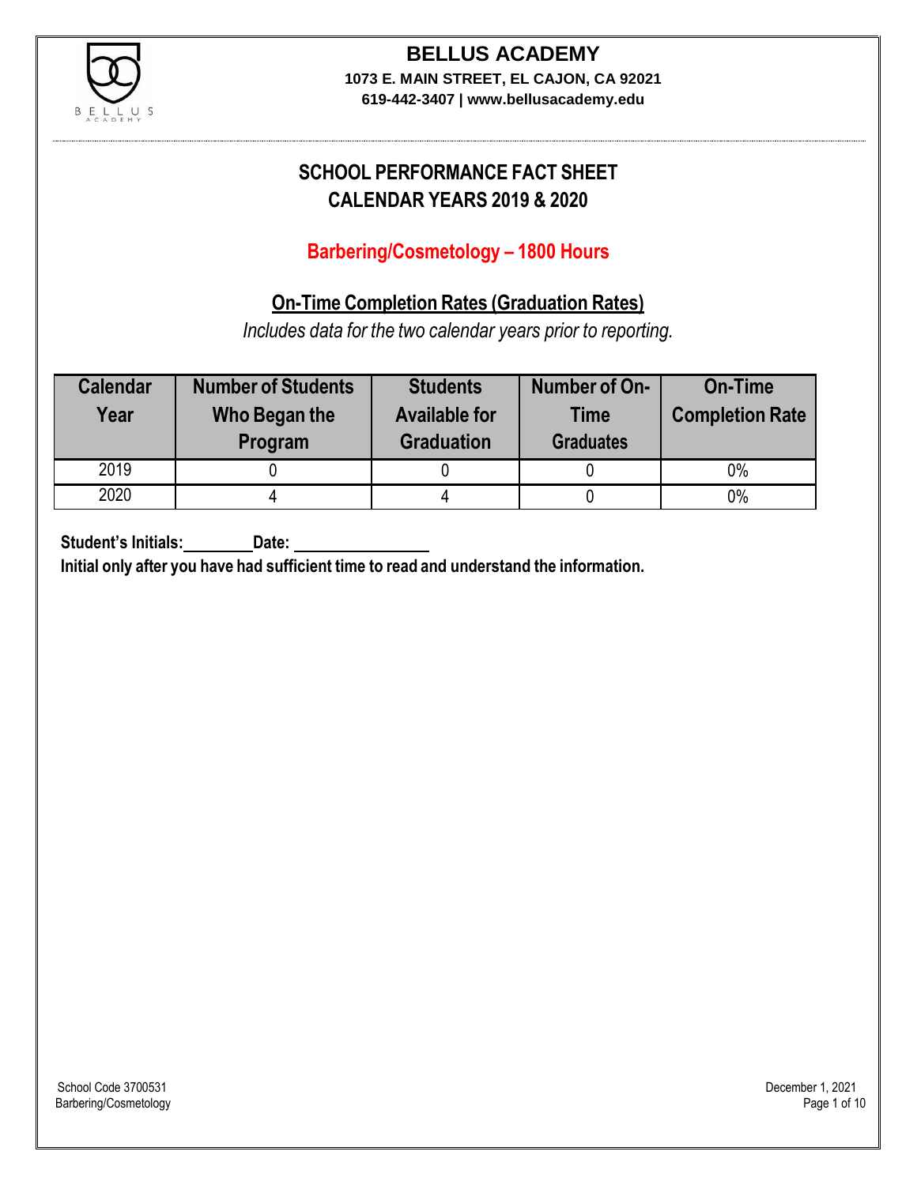# BELLUS ACADEMY

**1073 E. MAIN STREET, EL CAJON, CA 92021**
**619-442-3407 | www.bellusacademy.edu**

## SCHOOL PERFORMANCE FACT SHEET
## CALENDAR YEARS 2019 & 2020

### Barbering/Cosmetology – 1800 Hours

### On-Time Completion Rates (Graduation Rates)

*Includes data for the two calendar years prior to reporting.*

| Calendar Year | Number of Students Who Began the Program | Students Available for Graduation | Number of On-Time Graduates | On-Time Completion Rate |
|---|---|---|---|---|
| 2019 | 0 | 0 | 0 | 0% |
| 2020 | 4 | 4 | 0 | 0% |

**Student's Initials:\_\_\_\_\_\_\_\_ Date: \_\_\_\_\_\_\_\_\_\_\_\_\_\_\_\_**

**Initial only after you have had sufficient time to read and understand the information.**

School Code 3700531
Barbering/Cosmetology

December 1, 2021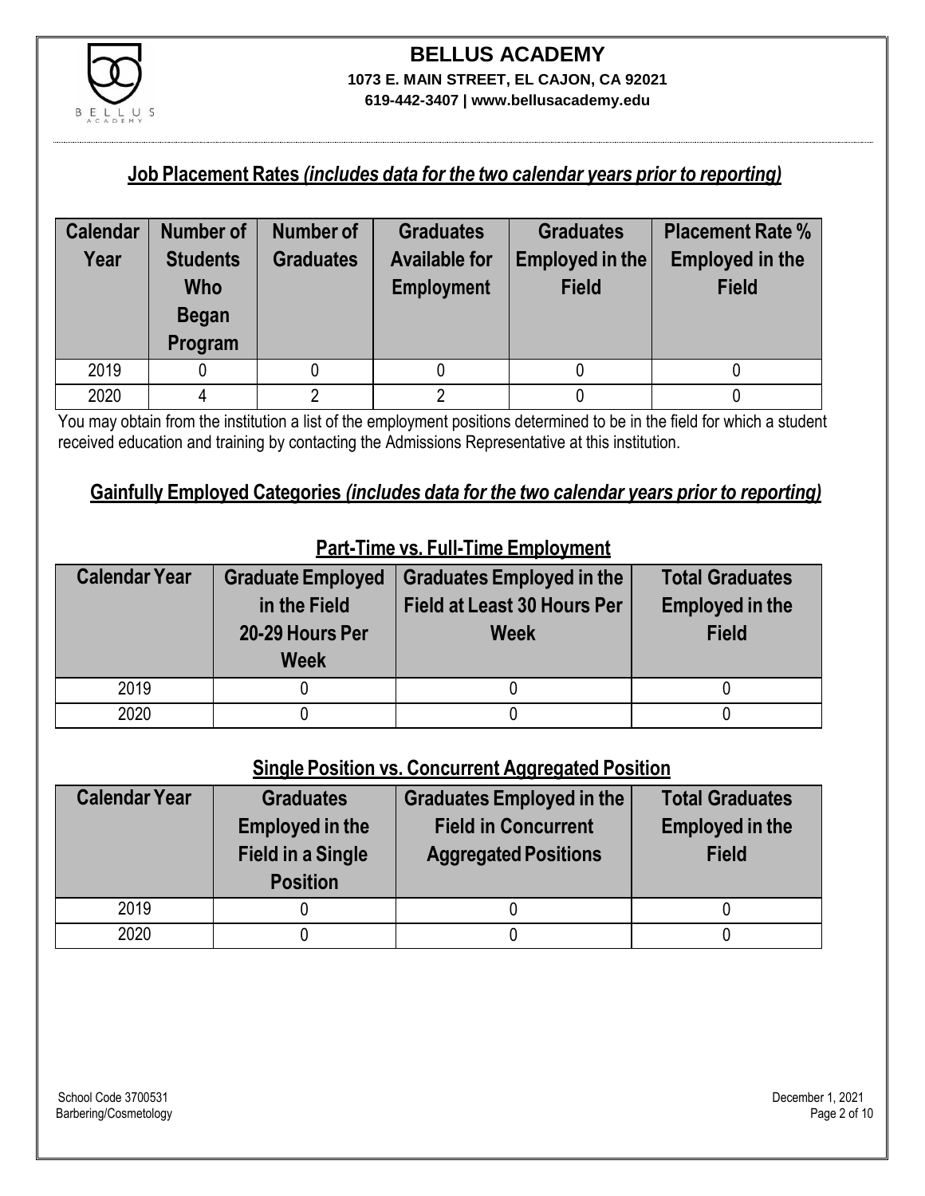# BELLUS ACADEMY

**1073 E. MAIN STREET, EL CAJON, CA 92021**

**619-442-3407 | www.bellusacademy.edu**

## Job Placement Rates *(includes data for the two calendar years prior to reporting)*

| Calendar Year | Number of Students Who Began Program | Number of Graduates | Graduates Available for Employment | Graduates Employed in the Field | Placement Rate % Employed in the Field |
|---|---|---|---|---|---|
| 2019 | 0 | 0 | 0 | 0 | 0 |
| 2020 | 4 | 2 | 2 | 0 | 0 |

You may obtain from the institution a list of the employment positions determined to be in the field for which a student received education and training by contacting the Admissions Representative at this institution.

## Gainfully Employed Categories *(includes data for the two calendar years prior to reporting)*

### Part-Time vs. Full-Time Employment

| Calendar Year | Graduate Employed in the Field 20-29 Hours Per Week | Graduates Employed in the Field at Least 30 Hours Per Week | Total Graduates Employed in the Field |
|---|---|---|---|
| 2019 | 0 | 0 | 0 |
| 2020 | 0 | 0 | 0 |

### Single Position vs. Concurrent Aggregated Position

| Calendar Year | Graduates Employed in the Field in a Single Position | Graduates Employed in the Field in Concurrent Aggregated Positions | Total Graduates Employed in the Field |
|---|---|---|---|
| 2019 | 0 | 0 | 0 |
| 2020 | 0 | 0 | 0 |

School Code 3700531
Barbering/Cosmetology

December 1, 2021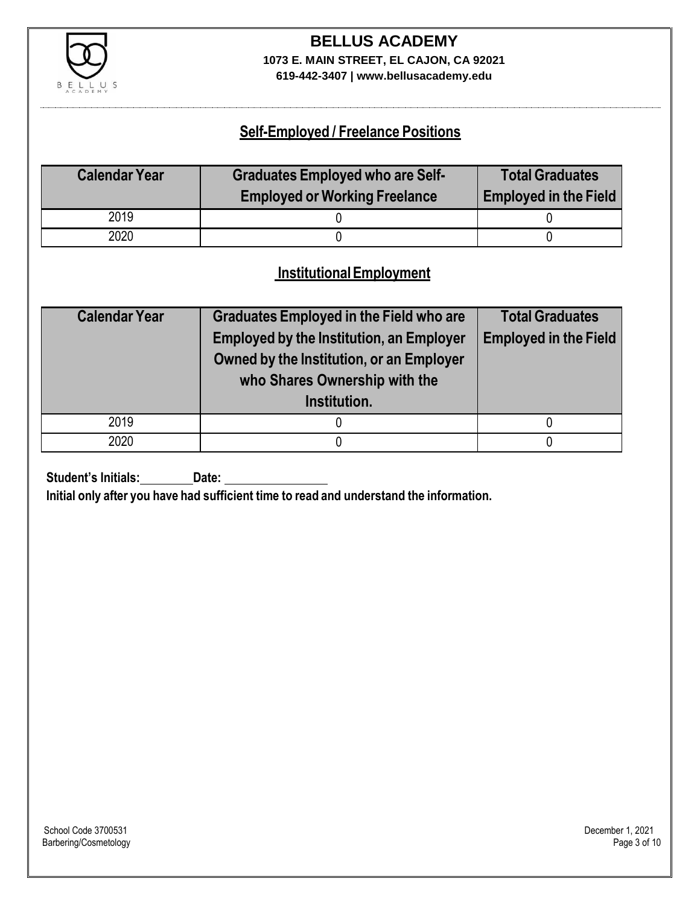## Self-Employed / Freelance Positions

| Calendar Year | Graduates Employed who are Self-Employed or Working Freelance | Total Graduates Employed in the Field |
|---|---|---|
| 2019 | 0 | 0 |
| 2020 | 0 | 0 |

## Institutional Employment

| Calendar Year | Graduates Employed in the Field who are Employed by the Institution, an Employer Owned by the Institution, or an Employer who Shares Ownership with the Institution. | Total Graduates Employed in the Field |
|---|---|---|
| 2019 | 0 | 0 |
| 2020 | 0 | 0 |

**Student's Initials:** ________ **Date:** ________________

**Initial only after you have had sufficient time to read and understand the information.**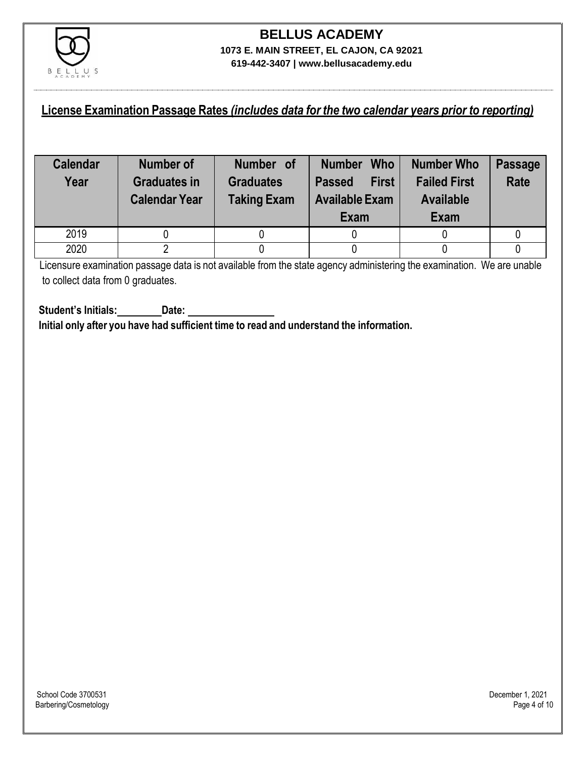# BELLUS ACADEMY

**1073 E. MAIN STREET, EL CAJON, CA 92021**

**619-442-3407 | www.bellusacademy.edu**

## License Examination Passage Rates *(includes data for the two calendar years prior to reporting)*

| Calendar Year | Number of Graduates in Calendar Year | Number of Graduates Taking Exam | Number Who Passed First Available Exam | Number Who Failed First Available Exam | Passage Rate |
|---|---|---|---|---|---|
| 2019 | 0 | 0 | 0 | 0 | 0 |
| 2020 | 2 | 0 | 0 | 0 | 0 |

Licensure examination passage data is not available from the state agency administering the examination. We are unable to collect data from 0 graduates.

**Student's Initials:________ Date: ________________**

**Initial only after you have had sufficient time to read and understand the information.**

School Code 3700531
Barbering/Cosmetology

December 1, 2021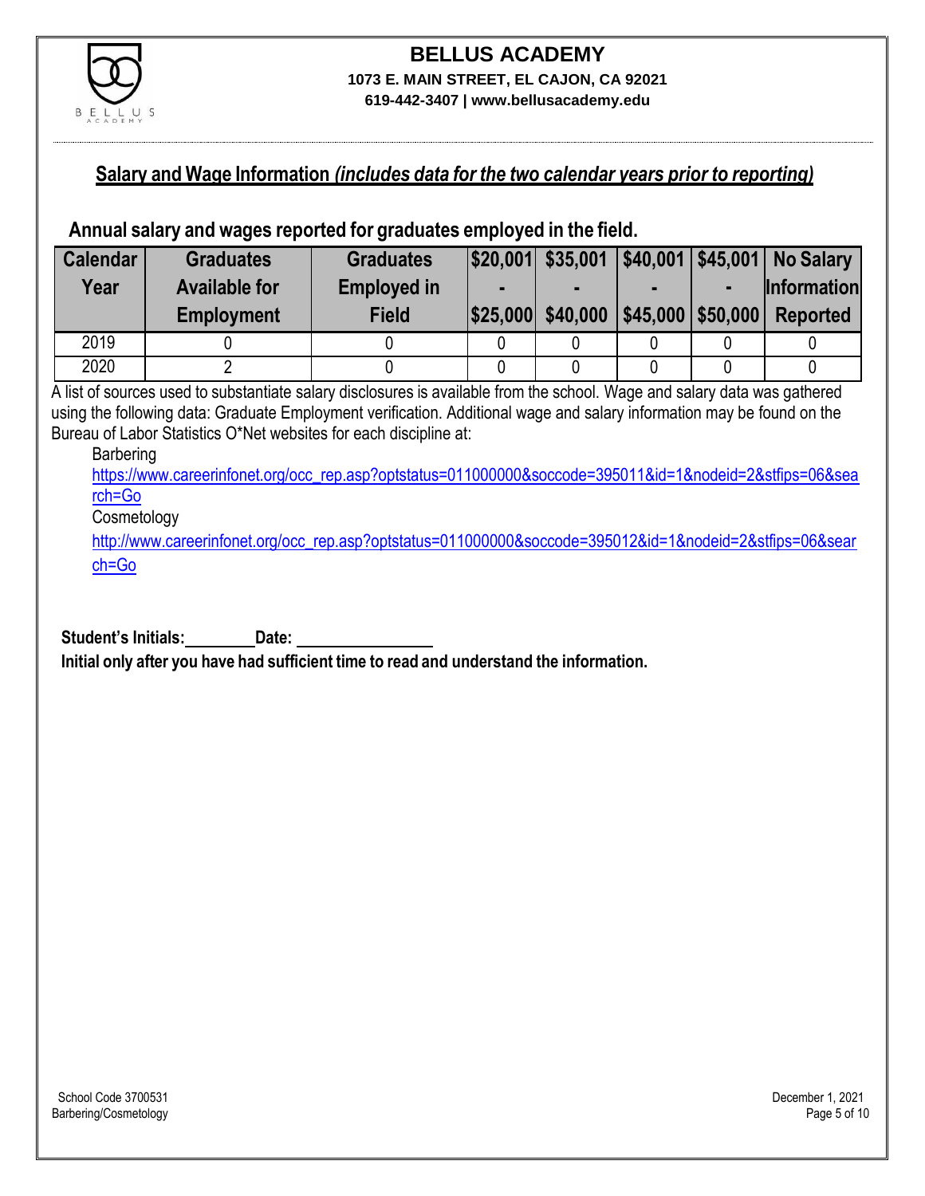## BELLUS ACADEMY

**1073 E. MAIN STREET, EL CAJON, CA 92021**
**619-442-3407 | www.bellusacademy.edu**

## Salary and Wage Information *(includes data for the two calendar years prior to reporting)*

### Annual salary and wages reported for graduates employed in the field.

| Calendar Year | Graduates Available for Employment | Graduates Employed in Field | $20,001 - $25,000 | $35,001 - $40,000 | $40,001 - $45,000 | $45,001 - $50,000 | No Salary Information Reported |
|---|---|---|---|---|---|---|---|
| 2019 | 0 | 0 | 0 | 0 | 0 | 0 | 0 |
| 2020 | 2 | 0 | 0 | 0 | 0 | 0 | 0 |

A list of sources used to substantiate salary disclosures is available from the school. Wage and salary data was gathered using the following data: Graduate Employment verification. Additional wage and salary information may be found on the Bureau of Labor Statistics O*Net websites for each discipline at:

Barbering
https://www.careerinfonet.org/occ_rep.asp?optstatus=011000000&soccode=395011&id=1&nodeid=2&stfips=06&search=Go

Cosmetology
http://www.careerinfonet.org/occ_rep.asp?optstatus=011000000&soccode=395012&id=1&nodeid=2&stfips=06&search=Go

**Student's Initials:________ Date: ________________**

**Initial only after you have had sufficient time to read and understand the information.**

School Code 3700531
Barbering/Cosmetology

December 1, 2021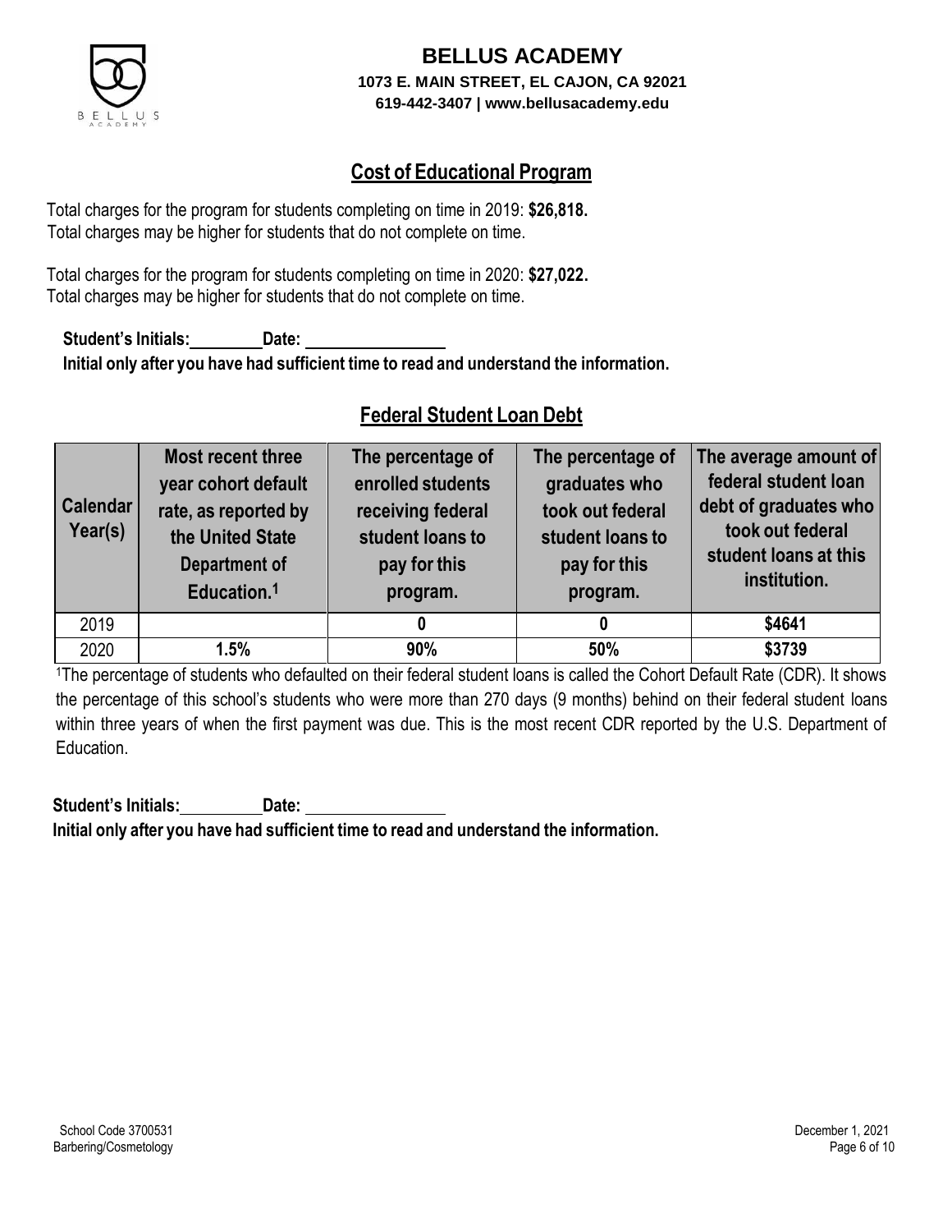**BELLUS ACADEMY**

**1073 E. MAIN STREET, EL CAJON, CA 92021**

**619-442-3407 | www.bellusacademy.edu**

## Cost of Educational Program

Total charges for the program for students completing on time in 2019: **$26,818.**
Total charges may be higher for students that do not complete on time.

Total charges for the program for students completing on time in 2020: **$27,022.**
Total charges may be higher for students that do not complete on time.

**Student's Initials:\_\_\_\_\_\_\_\_ Date: \_\_\_\_\_\_\_\_\_\_\_\_\_\_\_\_**
**Initial only after you have had sufficient time to read and understand the information.**

## Federal Student Loan Debt

| Calendar Year(s) | Most recent three year cohort default rate, as reported by the United State Department of Education.[1] | The percentage of enrolled students receiving federal student loans to pay for this program. | The percentage of graduates who took out federal student loans to pay for this program. | The average amount of federal student loan debt of graduates who took out federal student loans at this institution. |
|---|---|---|---|---|
| 2019 | | **0** | **0** | **$4641** |
| 2020 | **1.5%** | **90%** | **50%** | **$3739** |

[1]The percentage of students who defaulted on their federal student loans is called the Cohort Default Rate (CDR). It shows the percentage of this school's students who were more than 270 days (9 months) behind on their federal student loans within three years of when the first payment was due. This is the most recent CDR reported by the U.S. Department of Education.

**Student's Initials:\_\_\_\_\_\_\_\_ Date: \_\_\_\_\_\_\_\_\_\_\_\_\_\_\_\_**
**Initial only after you have had sufficient time to read and understand the information.**

School Code 3700531
Barbering/Cosmetology

December 1, 2021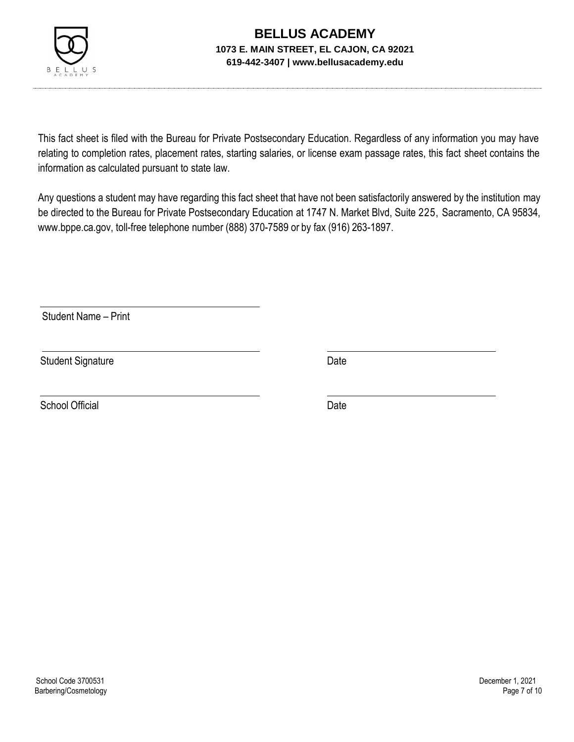# BELLUS ACADEMY

**1073 E. MAIN STREET, EL CAJON, CA 92021**
**619-442-3407 | www.bellusacademy.edu**

This fact sheet is filed with the Bureau for Private Postsecondary Education. Regardless of any information you may have relating to completion rates, placement rates, starting salaries, or license exam passage rates, this fact sheet contains the information as calculated pursuant to state law.

Any questions a student may have regarding this fact sheet that have not been satisfactorily answered by the institution may be directed to the Bureau for Private Postsecondary Education at 1747 N. Market Blvd, Suite 225, Sacramento, CA 95834, www.bppe.ca.gov, toll-free telephone number (888) 370-7589 or by fax (916) 263-1897.

\_\_\_\_\_\_\_\_\_\_\_\_\_\_\_\_\_\_\_\_\_\_\_\_\_\_\_\_\_\_\_\_
Student Name – Print

\_\_\_\_\_\_\_\_\_\_\_\_\_\_\_\_\_\_\_\_\_\_\_\_\_\_\_\_\_\_\_\_ \_\_\_\_\_\_\_\_\_\_\_\_\_\_\_\_\_\_\_\_
Student Signature Date

\_\_\_\_\_\_\_\_\_\_\_\_\_\_\_\_\_\_\_\_\_\_\_\_\_\_\_\_\_\_\_\_ \_\_\_\_\_\_\_\_\_\_\_\_\_\_\_\_\_\_\_\_
School Official Date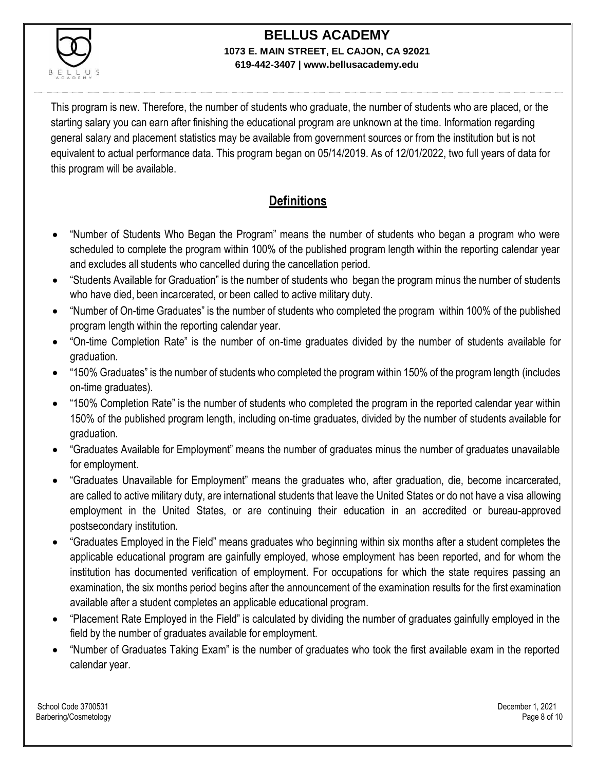This program is new. Therefore, the number of students who graduate, the number of students who are placed, or the starting salary you can earn after finishing the educational program are unknown at the time. Information regarding general salary and placement statistics may be available from government sources or from the institution but is not equivalent to actual performance data. This program began on 05/14/2019. As of 12/01/2022, two full years of data for this program will be available.

## Definitions

- "Number of Students Who Began the Program" means the number of students who began a program who were scheduled to complete the program within 100% of the published program length within the reporting calendar year and excludes all students who cancelled during the cancellation period.
- "Students Available for Graduation" is the number of students who began the program minus the number of students who have died, been incarcerated, or been called to active military duty.
- "Number of On-time Graduates" is the number of students who completed the program within 100% of the published program length within the reporting calendar year.
- "On-time Completion Rate" is the number of on-time graduates divided by the number of students available for graduation.
- "150% Graduates" is the number of students who completed the program within 150% of the program length (includes on-time graduates).
- "150% Completion Rate" is the number of students who completed the program in the reported calendar year within 150% of the published program length, including on-time graduates, divided by the number of students available for graduation.
- "Graduates Available for Employment" means the number of graduates minus the number of graduates unavailable for employment.
- "Graduates Unavailable for Employment" means the graduates who, after graduation, die, become incarcerated, are called to active military duty, are international students that leave the United States or do not have a visa allowing employment in the United States, or are continuing their education in an accredited or bureau-approved postsecondary institution.
- "Graduates Employed in the Field" means graduates who beginning within six months after a student completes the applicable educational program are gainfully employed, whose employment has been reported, and for whom the institution has documented verification of employment. For occupations for which the state requires passing an examination, the six months period begins after the announcement of the examination results for the first examination available after a student completes an applicable educational program.
- "Placement Rate Employed in the Field" is calculated by dividing the number of graduates gainfully employed in the field by the number of graduates available for employment.
- "Number of Graduates Taking Exam" is the number of graduates who took the first available exam in the reported calendar year.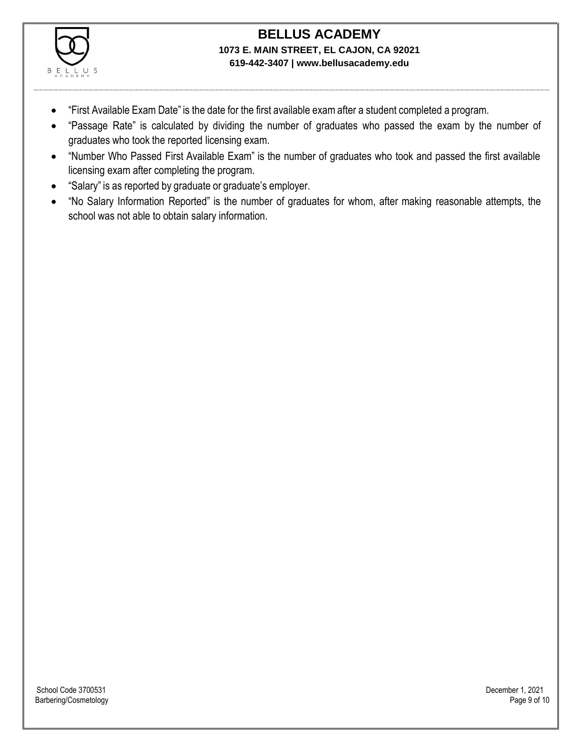- "First Available Exam Date" is the date for the first available exam after a student completed a program.
- "Passage Rate" is calculated by dividing the number of graduates who passed the exam by the number of graduates who took the reported licensing exam.
- "Number Who Passed First Available Exam" is the number of graduates who took and passed the first available licensing exam after completing the program.
- "Salary" is as reported by graduate or graduate's employer.
- "No Salary Information Reported" is the number of graduates for whom, after making reasonable attempts, the school was not able to obtain salary information.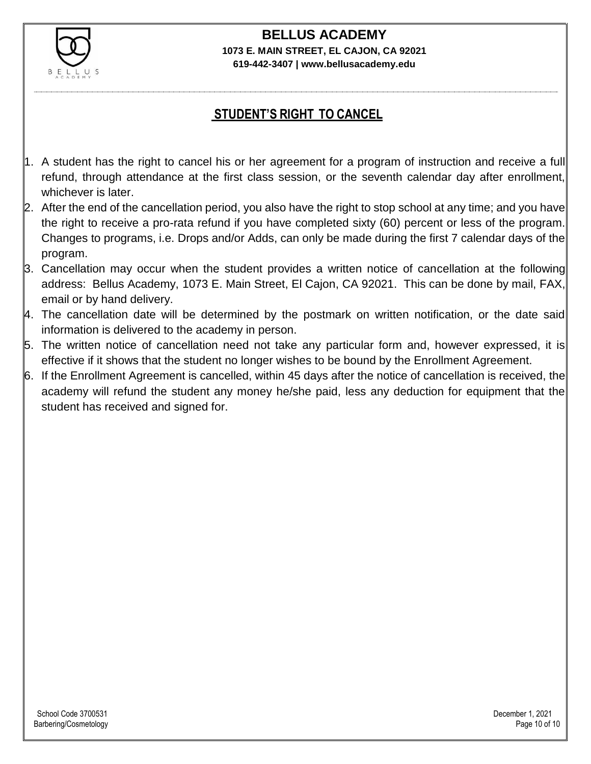# BELLUS ACADEMY

**1073 E. MAIN STREET, EL CAJON, CA 92021**

**619-442-3407 | www.bellusacademy.edu**

## STUDENT'S RIGHT TO CANCEL

1. A student has the right to cancel his or her agreement for a program of instruction and receive a full refund, through attendance at the first class session, or the seventh calendar day after enrollment, whichever is later.
2. After the end of the cancellation period, you also have the right to stop school at any time; and you have the right to receive a pro-rata refund if you have completed sixty (60) percent or less of the program. Changes to programs, i.e. Drops and/or Adds, can only be made during the first 7 calendar days of the program.
3. Cancellation may occur when the student provides a written notice of cancellation at the following address: Bellus Academy, 1073 E. Main Street, El Cajon, CA 92021. This can be done by mail, FAX, email or by hand delivery.
4. The cancellation date will be determined by the postmark on written notification, or the date said information is delivered to the academy in person.
5. The written notice of cancellation need not take any particular form and, however expressed, it is effective if it shows that the student no longer wishes to be bound by the Enrollment Agreement.
6. If the Enrollment Agreement is cancelled, within 45 days after the notice of cancellation is received, the academy will refund the student any money he/she paid, less any deduction for equipment that the student has received and signed for.